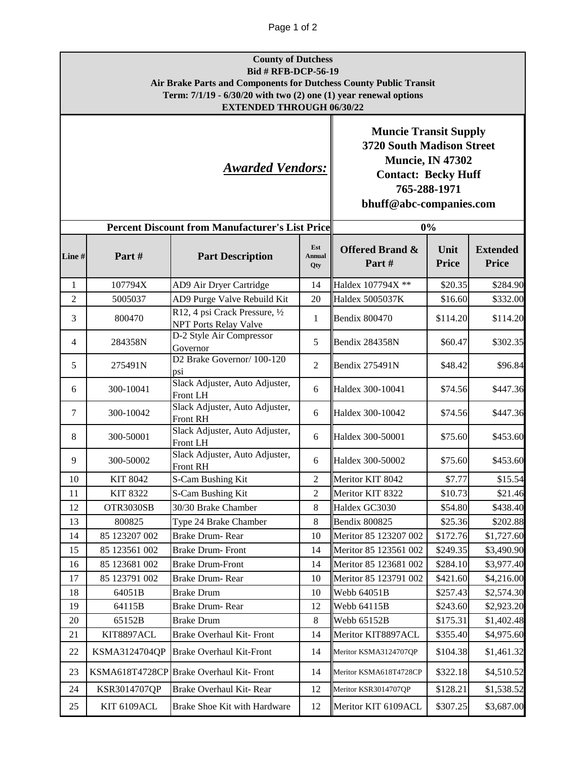**County of Dutchess**
**Bid # RFB-DCP-56-19**
**Air Brake Parts and Components for Dutchess County Public Transit**
**Term: 7/1/19 - 6/30/20 with two (2) one (1) year renewal options**
**EXTENDED THROUGH 06/30/22**

***Awarded Vendors:***

**Muncie Transit Supply**
**3720 South Madison Street**
**Muncie, IN 47302**
**Contact: Becky Huff**
**765-288-1971**
**bhuff@abc-companies.com**

| Line # | Part # | Part Description | Est Annual Qty | Offered Brand & Part # | Unit Price | Extended Price |
|---|---|---|---|---|---|---|
| **Percent Discount from Manufacturer's List Price** | | | | 0% | | |
| 1 | 107794X | AD9 Air Dryer Cartridge | 14 | Haldex 107794X ** | $20.35 | $284.90 |
| 2 | 5005037 | AD9 Purge Valve Rebuild Kit | 20 | Haldex 5005037K | $16.60 | $332.00 |
| 3 | 800470 | R12, 4 psi Crack Pressure, ½ NPT Ports Relay Valve | 1 | Bendix 800470 | $114.20 | $114.20 |
| 4 | 284358N | D-2 Style Air Compressor Governor | 5 | Bendix 284358N | $60.47 | $302.35 |
| 5 | 275491N | D2 Brake Governor/ 100-120 psi | 2 | Bendix 275491N | $48.42 | $96.84 |
| 6 | 300-10041 | Slack Adjuster, Auto Adjuster, Front LH | 6 | Haldex 300-10041 | $74.56 | $447.36 |
| 7 | 300-10042 | Slack Adjuster, Auto Adjuster, Front RH | 6 | Haldex 300-10042 | $74.56 | $447.36 |
| 8 | 300-50001 | Slack Adjuster, Auto Adjuster, Front LH | 6 | Haldex 300-50001 | $75.60 | $453.60 |
| 9 | 300-50002 | Slack Adjuster, Auto Adjuster, Front RH | 6 | Haldex 300-50002 | $75.60 | $453.60 |
| 10 | KIT 8042 | S-Cam Bushing Kit | 2 | Meritor KIT 8042 | $7.77 | $15.54 |
| 11 | KIT 8322 | S-Cam Bushing Kit | 2 | Meritor KIT 8322 | $10.73 | $21.46 |
| 12 | OTR3030SB | 30/30 Brake Chamber | 8 | Haldex GC3030 | $54.80 | $438.40 |
| 13 | 800825 | Type 24 Brake Chamber | 8 | Bendix 800825 | $25.36 | $202.88 |
| 14 | 85 123207 002 | Brake Drum- Rear | 10 | Meritor 85 123207 002 | $172.76 | $1,727.60 |
| 15 | 85 123561 002 | Brake Drum- Front | 14 | Meritor 85 123561 002 | $249.35 | $3,490.90 |
| 16 | 85 123681 002 | Brake Drum-Front | 14 | Meritor 85 123681 002 | $284.10 | $3,977.40 |
| 17 | 85 123791 002 | Brake Drum- Rear | 10 | Meritor 85 123791 002 | $421.60 | $4,216.00 |
| 18 | 64051B | Brake Drum | 10 | Webb 64051B | $257.43 | $2,574.30 |
| 19 | 64115B | Brake Drum- Rear | 12 | Webb 64115B | $243.60 | $2,923.20 |
| 20 | 65152B | Brake Drum | 8 | Webb 65152B | $175.31 | $1,402.48 |
| 21 | KIT8897ACL | Brake Overhaul Kit- Front | 14 | Meritor KIT8897ACL | $355.40 | $4,975.60 |
| 22 | KSMA3124704QP | Brake Overhaul Kit-Front | 14 | Meritor KSMA3124707QP | $104.38 | $1,461.32 |
| 23 | KSMA618T4728CP | Brake Overhaul Kit- Front | 14 | Meritor KSMA618T4728CP | $322.18 | $4,510.52 |
| 24 | KSR3014707QP | Brake Overhaul Kit- Rear | 12 | Meritor KSR3014707QP | $128.21 | $1,538.52 |
| 25 | KIT 6109ACL | Brake Shoe Kit with Hardware | 12 | Meritor KIT 6109ACL | $307.25 | $3,687.00 |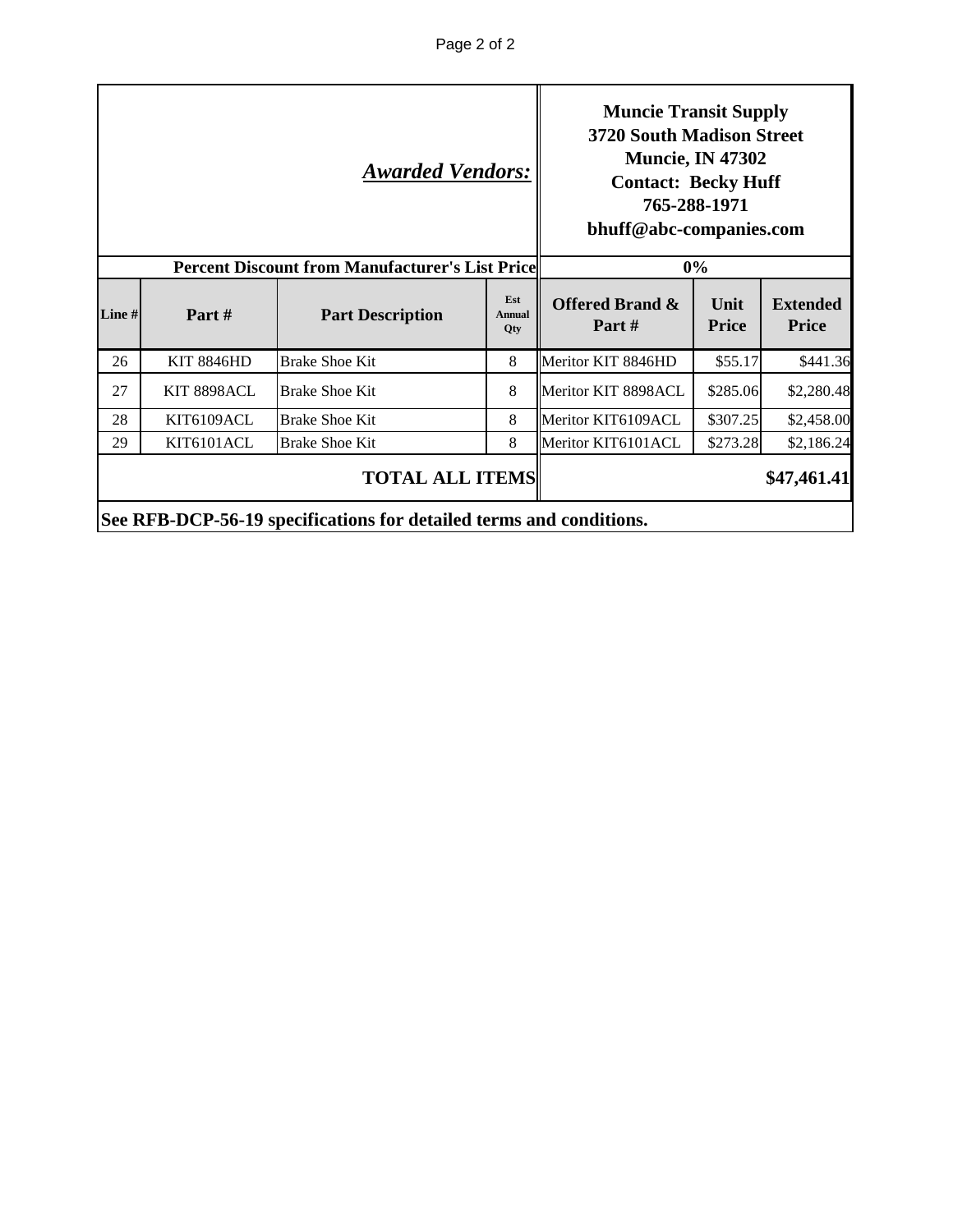| | | | | Muncie Transit Supply<br>3720 South Madison Street<br>Muncie, IN 47302<br>Contact: Becky Huff<br>765-288-1971<br>bhuff@abc-companies.com | | |
|---|---|---|---|---|---|---|
| ***Awarded Vendors:*** | | | | | | |
| **Percent Discount from Manufacturer's List Price** | | | | **0%** | | |
| **Line #** | **Part #** | **Part Description** | **Est Annual Qty** | **Offered Brand & Part #** | **Unit Price** | **Extended Price** |
| 26 | KIT 8846HD | Brake Shoe Kit | 8 | Meritor KIT 8846HD | $55.17 | $441.36 |
| 27 | KIT 8898ACL | Brake Shoe Kit | 8 | Meritor KIT 8898ACL | $285.06 | $2,280.48 |
| 28 | KIT6109ACL | Brake Shoe Kit | 8 | Meritor KIT6109ACL | $307.25 | $2,458.00 |
| 29 | KIT6101ACL | Brake Shoe Kit | 8 | Meritor KIT6101ACL | $273.28 | $2,186.24 |
| **TOTAL ALL ITEMS** | | | | | | **$47,461.41** |

**See RFB-DCP-56-19 specifications for detailed terms and conditions.**